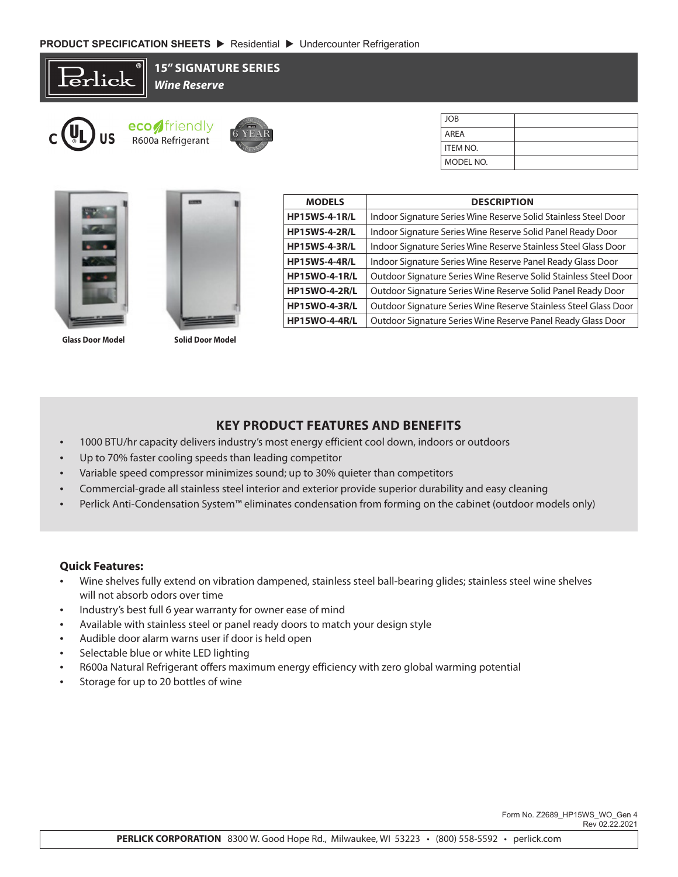PRODUCT SPECIFICATION SHEETS ▶ Residential ▶ Undercounter Refrigeration

# 15" SIGNATURE SERIES
## *Wine Reserve*

eco friendly
R600a Refrigerant

6 YEAR

| JOB | |
|---|---|
| AREA | |
| ITEM NO. | |
| MODEL NO. | |

Glass Door Model

Solid Door Model

| MODELS | DESCRIPTION |
|---|---|
| **HP15WS-4-1R/L** | Indoor Signature Series Wine Reserve Solid Stainless Steel Door |
| **HP15WS-4-2R/L** | Indoor Signature Series Wine Reserve Solid Panel Ready Door |
| **HP15WS-4-3R/L** | Indoor Signature Series Wine Reserve Stainless Steel Glass Door |
| **HP15WS-4-4R/L** | Indoor Signature Series Wine Reserve Panel Ready Glass Door |
| **HP15WO-4-1R/L** | Outdoor Signature Series Wine Reserve Solid Stainless Steel Door |
| **HP15WO-4-2R/L** | Outdoor Signature Series Wine Reserve Solid Panel Ready Door |
| **HP15WO-4-3R/L** | Outdoor Signature Series Wine Reserve Stainless Steel Glass Door |
| **HP15WO-4-4R/L** | Outdoor Signature Series Wine Reserve Panel Ready Glass Door |

## KEY PRODUCT FEATURES AND BENEFITS

- 1000 BTU/hr capacity delivers industry's most energy efficient cool down, indoors or outdoors
- Up to 70% faster cooling speeds than leading competitor
- Variable speed compressor minimizes sound; up to 30% quieter than competitors
- Commercial-grade all stainless steel interior and exterior provide superior durability and easy cleaning
- Perlick Anti-Condensation System™ eliminates condensation from forming on the cabinet (outdoor models only)

### Quick Features:

- Wine shelves fully extend on vibration dampened, stainless steel ball-bearing glides; stainless steel wine shelves will not absorb odors over time
- Industry's best full 6 year warranty for owner ease of mind
- Available with stainless steel or panel ready doors to match your design style
- Audible door alarm warns user if door is held open
- Selectable blue or white LED lighting
- R600a Natural Refrigerant offers maximum energy efficiency with zero global warming potential
- Storage for up to 20 bottles of wine

Form No. Z2689_HP15WS_WO_Gen 4
Rev 02.22.2021

**PERLICK CORPORATION** 8300 W. Good Hope Rd., Milwaukee, WI 53223 • (800) 558-5592 • perlick.com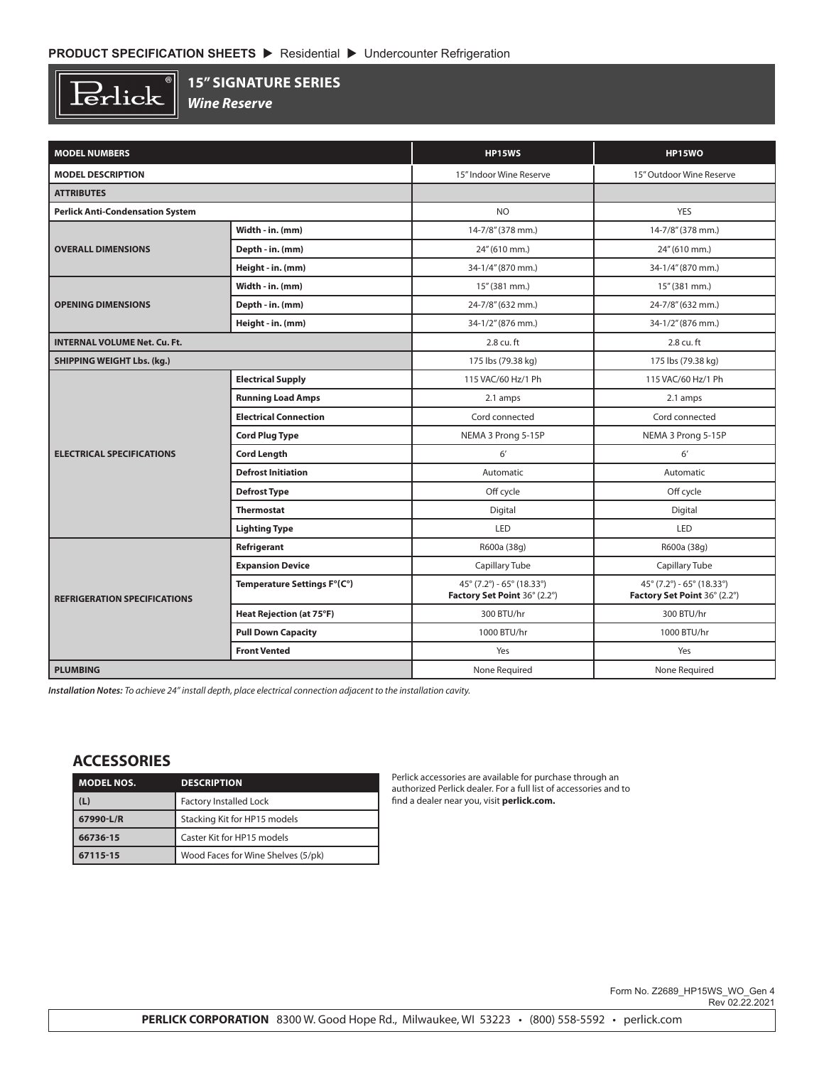PRODUCT SPECIFICATION SHEETS ▶ Residential ▶ Undercounter Refrigeration

# 15" SIGNATURE SERIES

## *Wine Reserve*

| MODEL NUMBERS | | HP15WS | HP15WO |
|---|---|---|---|
| MODEL DESCRIPTION | | 15" Indoor Wine Reserve | 15" Outdoor Wine Reserve |
| ATTRIBUTES | | | |
| Perlick Anti-Condensation System | | NO | YES |
| OVERALL DIMENSIONS | Width - in. (mm) | 14-7/8" (378 mm.) | 14-7/8" (378 mm.) |
| | Depth - in. (mm) | 24" (610 mm.) | 24" (610 mm.) |
| | Height - in. (mm) | 34-1/4" (870 mm.) | 34-1/4" (870 mm.) |
| OPENING DIMENSIONS | Width - in. (mm) | 15" (381 mm.) | 15" (381 mm.) |
| | Depth - in. (mm) | 24-7/8" (632 mm.) | 24-7/8" (632 mm.) |
| | Height - in. (mm) | 34-1/2" (876 mm.) | 34-1/2" (876 mm.) |
| INTERNAL VOLUME Net. Cu. Ft. | | 2.8 cu. ft | 2.8 cu. ft |
| SHIPPING WEIGHT Lbs. (kg.) | | 175 lbs (79.38 kg) | 175 lbs (79.38 kg) |
| ELECTRICAL SPECIFICATIONS | Electrical Supply | 115 VAC/60 Hz/1 Ph | 115 VAC/60 Hz/1 Ph |
| | Running Load Amps | 2.1 amps | 2.1 amps |
| | Electrical Connection | Cord connected | Cord connected |
| | Cord Plug Type | NEMA 3 Prong 5-15P | NEMA 3 Prong 5-15P |
| | Cord Length | 6' | 6' |
| | Defrost Initiation | Automatic | Automatic |
| | Defrost Type | Off cycle | Off cycle |
| | Thermostat | Digital | Digital |
| | Lighting Type | LED | LED |
| REFRIGERATION SPECIFICATIONS | Refrigerant | R600a (38g) | R600a (38g) |
| | Expansion Device | Capillary Tube | Capillary Tube |
| | Temperature Settings F°(C°) | 45° (7.2°) - 65° (18.33°) **Factory Set Point** 36° (2.2°) | 45° (7.2°) - 65° (18.33°) **Factory Set Point** 36° (2.2°) |
| | Heat Rejection (at 75°F) | 300 BTU/hr | 300 BTU/hr |
| | Pull Down Capacity | 1000 BTU/hr | 1000 BTU/hr |
| | Front Vented | Yes | Yes |
| PLUMBING | | None Required | None Required |

***Installation Notes:*** *To achieve 24" install depth, place electrical connection adjacent to the installation cavity.*

## ACCESSORIES

| MODEL NOS. | DESCRIPTION |
|---|---|
| (L) | Factory Installed Lock |
| 67990-L/R | Stacking Kit for HP15 models |
| 66736-15 | Caster Kit for HP15 models |
| 67115-15 | Wood Faces for Wine Shelves (5/pk) |

Perlick accessories are available for purchase through an authorized Perlick dealer. For a full list of accessories and to find a dealer near you, visit **perlick.com.**

Form No. Z2689_HP15WS_WO_Gen 4
Rev 02.22.2021

**PERLICK CORPORATION** 8300 W. Good Hope Rd., Milwaukee, WI 53223 • (800) 558-5592 • perlick.com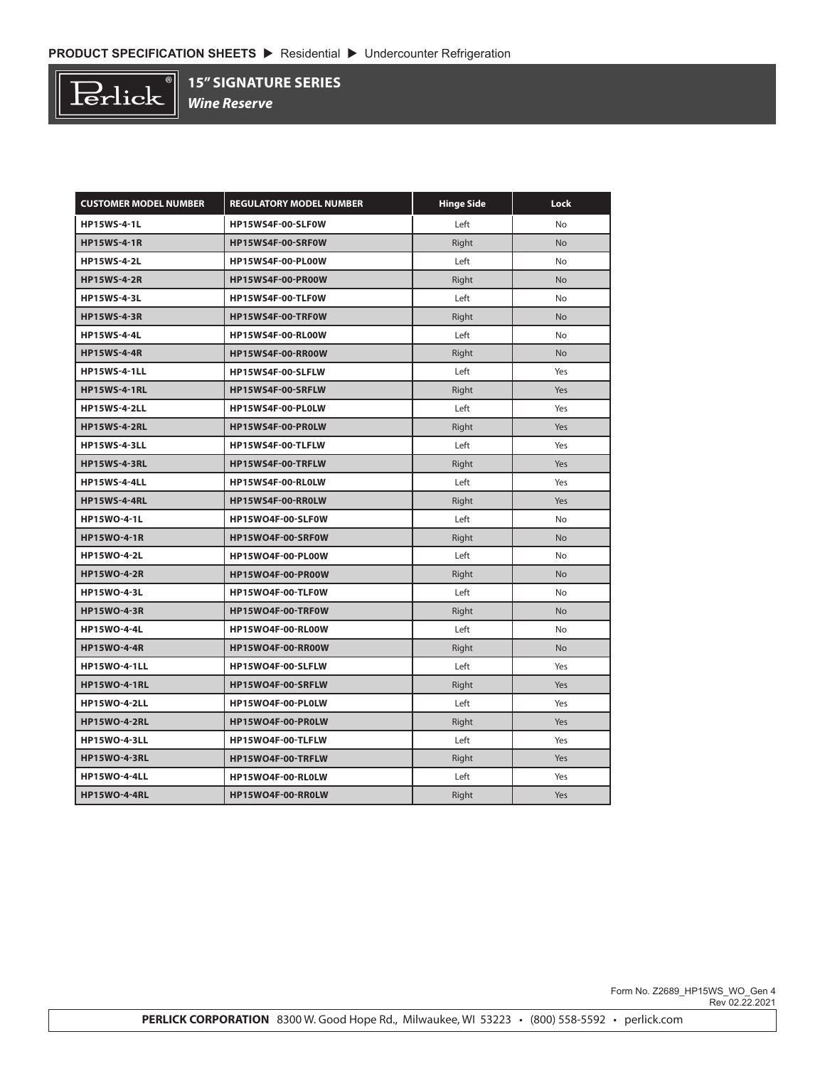# 15" SIGNATURE SERIES

## *Wine Reserve*

| CUSTOMER MODEL NUMBER | REGULATORY MODEL NUMBER | Hinge Side | Lock |
|---|---|---|---|
| HP15WS-4-1L | HP15WS4F-00-SLF0W | Left | No |
| HP15WS-4-1R | HP15WS4F-00-SRF0W | Right | No |
| HP15WS-4-2L | HP15WS4F-00-PL00W | Left | No |
| HP15WS-4-2R | HP15WS4F-00-PR00W | Right | No |
| HP15WS-4-3L | HP15WS4F-00-TLF0W | Left | No |
| HP15WS-4-3R | HP15WS4F-00-TRF0W | Right | No |
| HP15WS-4-4L | HP15WS4F-00-RL00W | Left | No |
| HP15WS-4-4R | HP15WS4F-00-RR00W | Right | No |
| HP15WS-4-1LL | HP15WS4F-00-SLFLW | Left | Yes |
| HP15WS-4-1RL | HP15WS4F-00-SRFLW | Right | Yes |
| HP15WS-4-2LL | HP15WS4F-00-PL0LW | Left | Yes |
| HP15WS-4-2RL | HP15WS4F-00-PR0LW | Right | Yes |
| HP15WS-4-3LL | HP15WS4F-00-TLFLW | Left | Yes |
| HP15WS-4-3RL | HP15WS4F-00-TRFLW | Right | Yes |
| HP15WS-4-4LL | HP15WS4F-00-RL0LW | Left | Yes |
| HP15WS-4-4RL | HP15WS4F-00-RR0LW | Right | Yes |
| HP15WO-4-1L | HP15WO4F-00-SLF0W | Left | No |
| HP15WO-4-1R | HP15WO4F-00-SRF0W | Right | No |
| HP15WO-4-2L | HP15WO4F-00-PL00W | Left | No |
| HP15WO-4-2R | HP15WO4F-00-PR00W | Right | No |
| HP15WO-4-3L | HP15WO4F-00-TLF0W | Left | No |
| HP15WO-4-3R | HP15WO4F-00-TRF0W | Right | No |
| HP15WO-4-4L | HP15WO4F-00-RL00W | Left | No |
| HP15WO-4-4R | HP15WO4F-00-RR00W | Right | No |
| HP15WO-4-1LL | HP15WO4F-00-SLFLW | Left | Yes |
| HP15WO-4-1RL | HP15WO4F-00-SRFLW | Right | Yes |
| HP15WO-4-2LL | HP15WO4F-00-PL0LW | Left | Yes |
| HP15WO-4-2RL | HP15WO4F-00-PR0LW | Right | Yes |
| HP15WO-4-3LL | HP15WO4F-00-TLFLW | Left | Yes |
| HP15WO-4-3RL | HP15WO4F-00-TRFLW | Right | Yes |
| HP15WO-4-4LL | HP15WO4F-00-RL0LW | Left | Yes |
| HP15WO-4-4RL | HP15WO4F-00-RR0LW | Right | Yes |

Form No. Z2689_HP15WS_WO_Gen 4
Rev 02.22.2021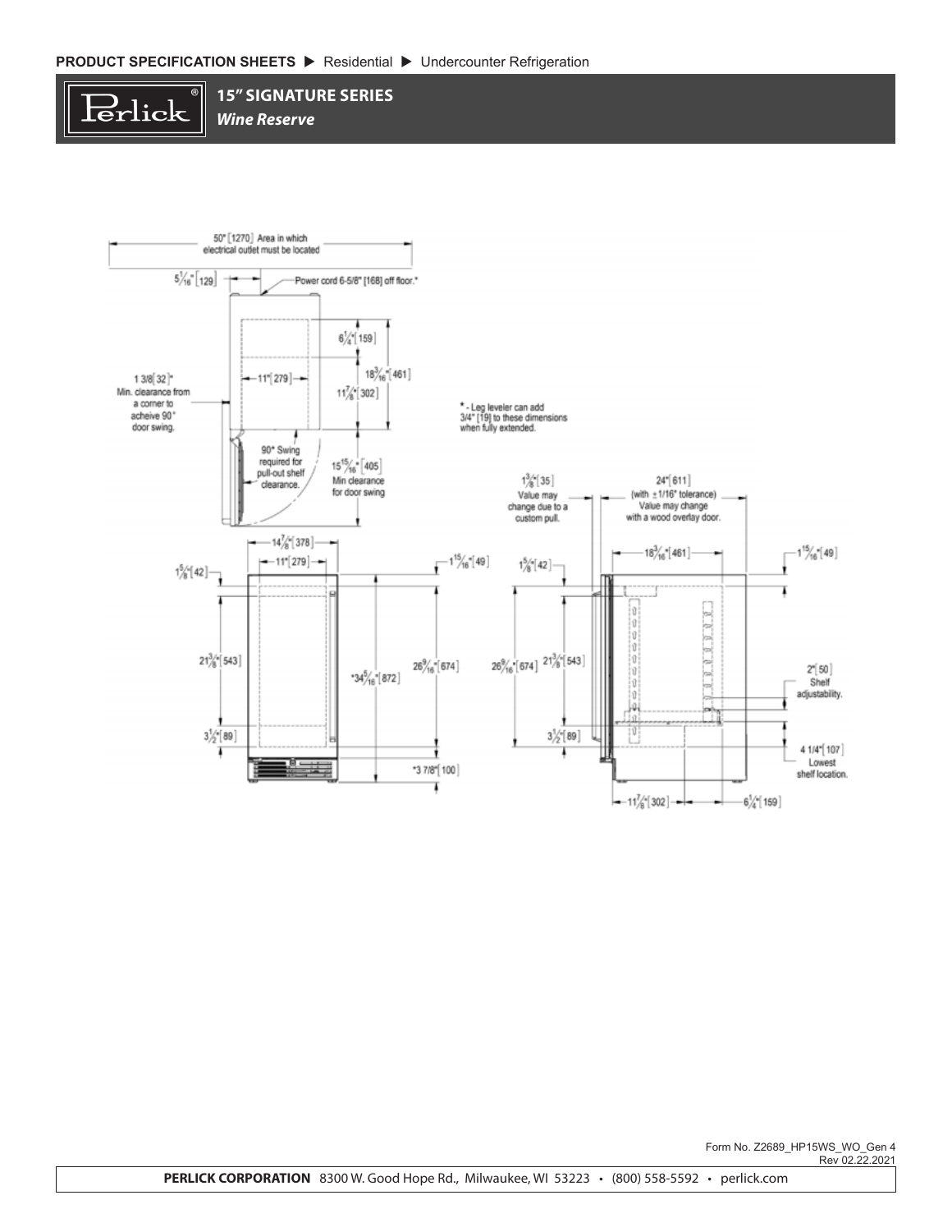PRODUCT SPECIFICATION SHEETS ▶ Residential ▶ Undercounter Refrigeration

# 15" SIGNATURE SERIES

***Wine Reserve***

50" [1270] Area in which electrical outlet must be located

5 1/16" [129]

Power cord 6-5/8" [168] off floor.*

6 1/4" [159]

18 3/16" [461]

11" [279]

11 7/8" [302]

1 3/8 [32]* Min. clearance from a corner to acheive 90° door swing.

90° Swing required for pull-out shelf clearance.

15 15/16" [405] Min clearance for door swing

* - Leg leveler can add 3/4" [19] to these dimensions when fully extended.

1 3/8" [35] Value may change due to a custom pull.

24" [611] (with ±1/16" tolerance) Value may change with a wood overlay door.

14 7/8" [378]

11" [279]

1 5/8" [42]

1 15/16" [49]

21 3/8" [543]

*34 5/16" [872]

26 9/16" [674]

3 1/2" [89]

*3 7/8" [100]

18 3/16" [461]

1 5/8" [42]

1 15/16" [49]

26 9/16" [674]

21 3/8" [543]

3 1/2" [89]

2" [50] Shelf adjustability.

4 1/4" [107] Lowest shelf location.

11 7/8" [302]

6 1/4" [159]

Form No. Z2689_HP15WS_WO_Gen 4
Rev 02.22.2021

**PERLICK CORPORATION** 8300 W. Good Hope Rd., Milwaukee, WI 53223 • (800) 558-5592 • perlick.com